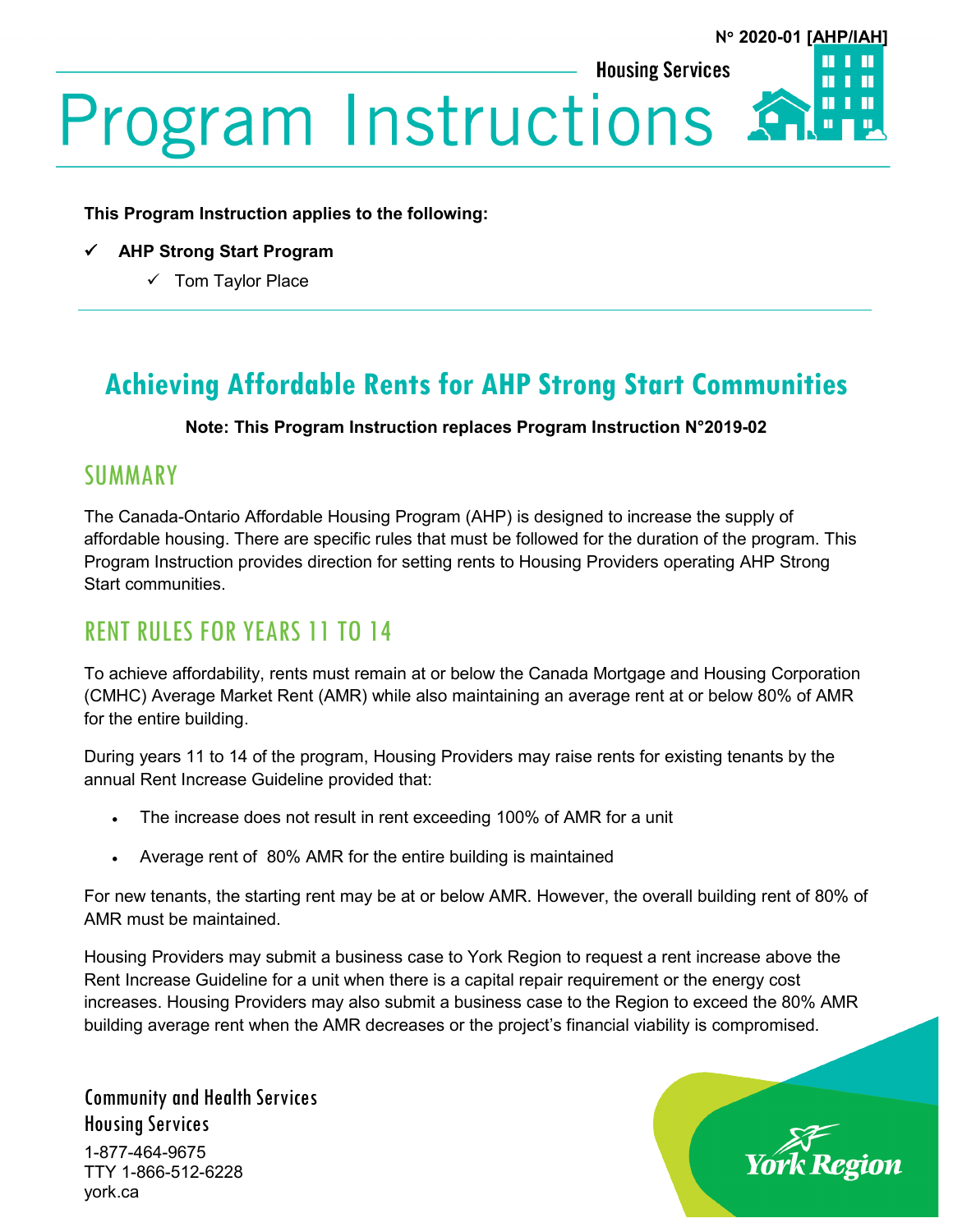N° 2020-01 [AHP/IAH]

Housing Services

# Program Instructions

**This Program Instruction applies to the following:**

- ✓ **AHP Strong Start Program**
  - ✓ Tom Taylor Place

---

## Achieving Affordable Rents for AHP Strong Start Communities

**Note: This Program Instruction replaces Program Instruction N°2019-02**

## SUMMARY

The Canada-Ontario Affordable Housing Program (AHP) is designed to increase the supply of affordable housing. There are specific rules that must be followed for the duration of the program. This Program Instruction provides direction for setting rents to Housing Providers operating AHP Strong Start communities.

## RENT RULES FOR YEARS 11 TO 14

To achieve affordability, rents must remain at or below the Canada Mortgage and Housing Corporation (CMHC) Average Market Rent (AMR) while also maintaining an average rent at or below 80% of AMR for the entire building.

During years 11 to 14 of the program, Housing Providers may raise rents for existing tenants by the annual Rent Increase Guideline provided that:

- The increase does not result in rent exceeding 100% of AMR for a unit
- Average rent of 80% AMR for the entire building is maintained

For new tenants, the starting rent may be at or below AMR. However, the overall building rent of 80% of AMR must be maintained.

Housing Providers may submit a business case to York Region to request a rent increase above the Rent Increase Guideline for a unit when there is a capital repair requirement or the energy cost increases. Housing Providers may also submit a business case to the Region to exceed the 80% AMR building average rent when the AMR decreases or the project's financial viability is compromised.

Community and Health Services
Housing Services
1-877-464-9675
TTY 1-866-512-6228
york.ca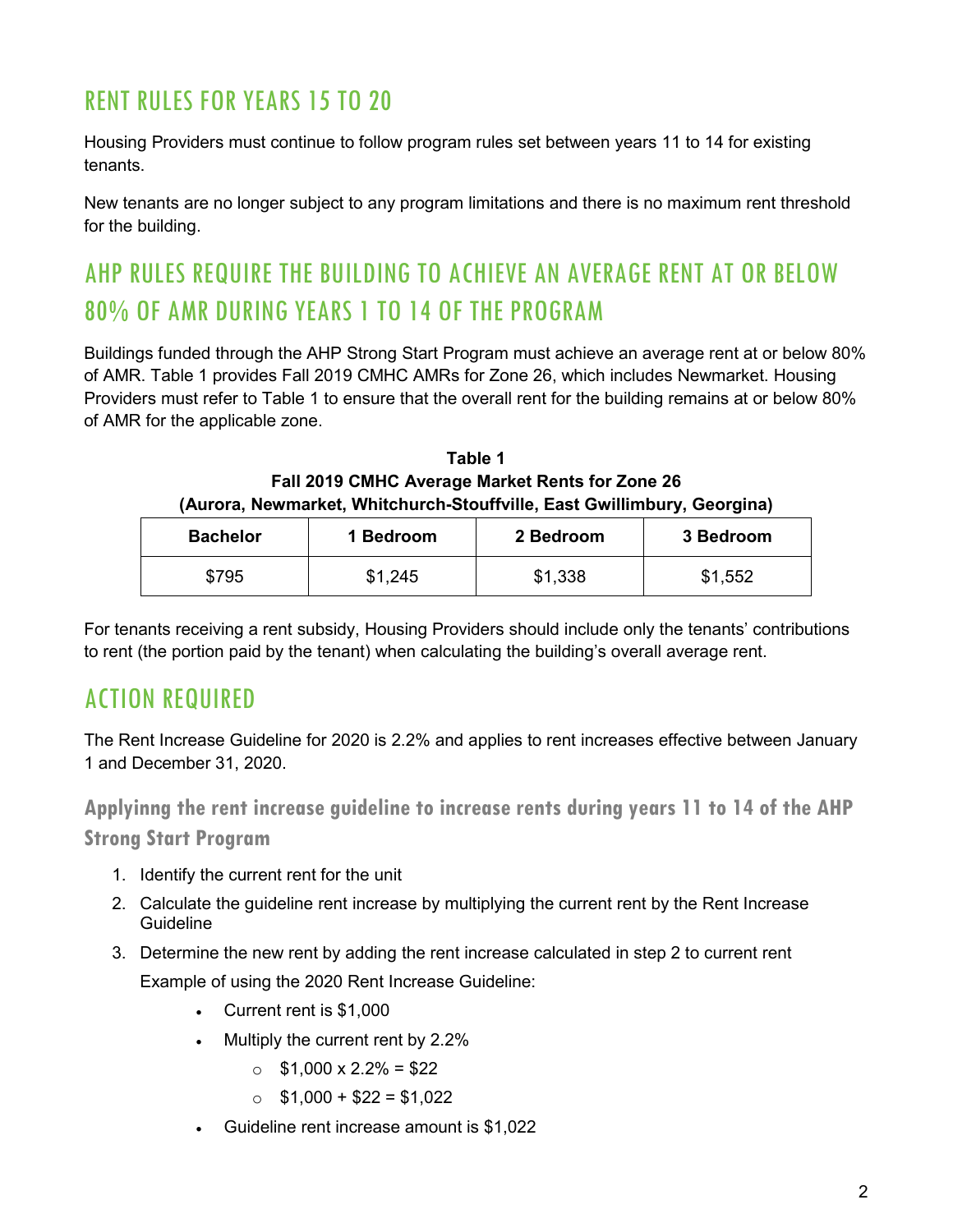## RENT RULES FOR YEARS 15 TO 20

Housing Providers must continue to follow program rules set between years 11 to 14 for existing tenants.

New tenants are no longer subject to any program limitations and there is no maximum rent threshold for the building.

## AHP RULES REQUIRE THE BUILDING TO ACHIEVE AN AVERAGE RENT AT OR BELOW 80% OF AMR DURING YEARS 1 TO 14 OF THE PROGRAM

Buildings funded through the AHP Strong Start Program must achieve an average rent at or below 80% of AMR. Table 1 provides Fall 2019 CMHC AMRs for Zone 26, which includes Newmarket. Housing Providers must refer to Table 1 to ensure that the overall rent for the building remains at or below 80% of AMR for the applicable zone.

**Table 1**
**Fall 2019 CMHC Average Market Rents for Zone 26**
**(Aurora, Newmarket, Whitchurch-Stouffville, East Gwillimbury, Georgina)**

| Bachelor | 1 Bedroom | 2 Bedroom | 3 Bedroom |
|---|---|---|---|
| $795 | $1,245 | $1,338 | $1,552 |

For tenants receiving a rent subsidy, Housing Providers should include only the tenants' contributions to rent (the portion paid by the tenant) when calculating the building's overall average rent.

## ACTION REQUIRED

The Rent Increase Guideline for 2020 is 2.2% and applies to rent increases effective between January 1 and December 31, 2020.

### Applyinng the rent increase guideline to increase rents during years 11 to 14 of the AHP Strong Start Program

1. Identify the current rent for the unit
2. Calculate the guideline rent increase by multiplying the current rent by the Rent Increase Guideline
3. Determine the new rent by adding the rent increase calculated in step 2 to current rent

   Example of using the 2020 Rent Increase Guideline:

   - Current rent is $1,000
   - Multiply the current rent by 2.2%
     - $1,000 x 2.2% = $22
     - $1,000 + $22 = $1,022
   - Guideline rent increase amount is $1,022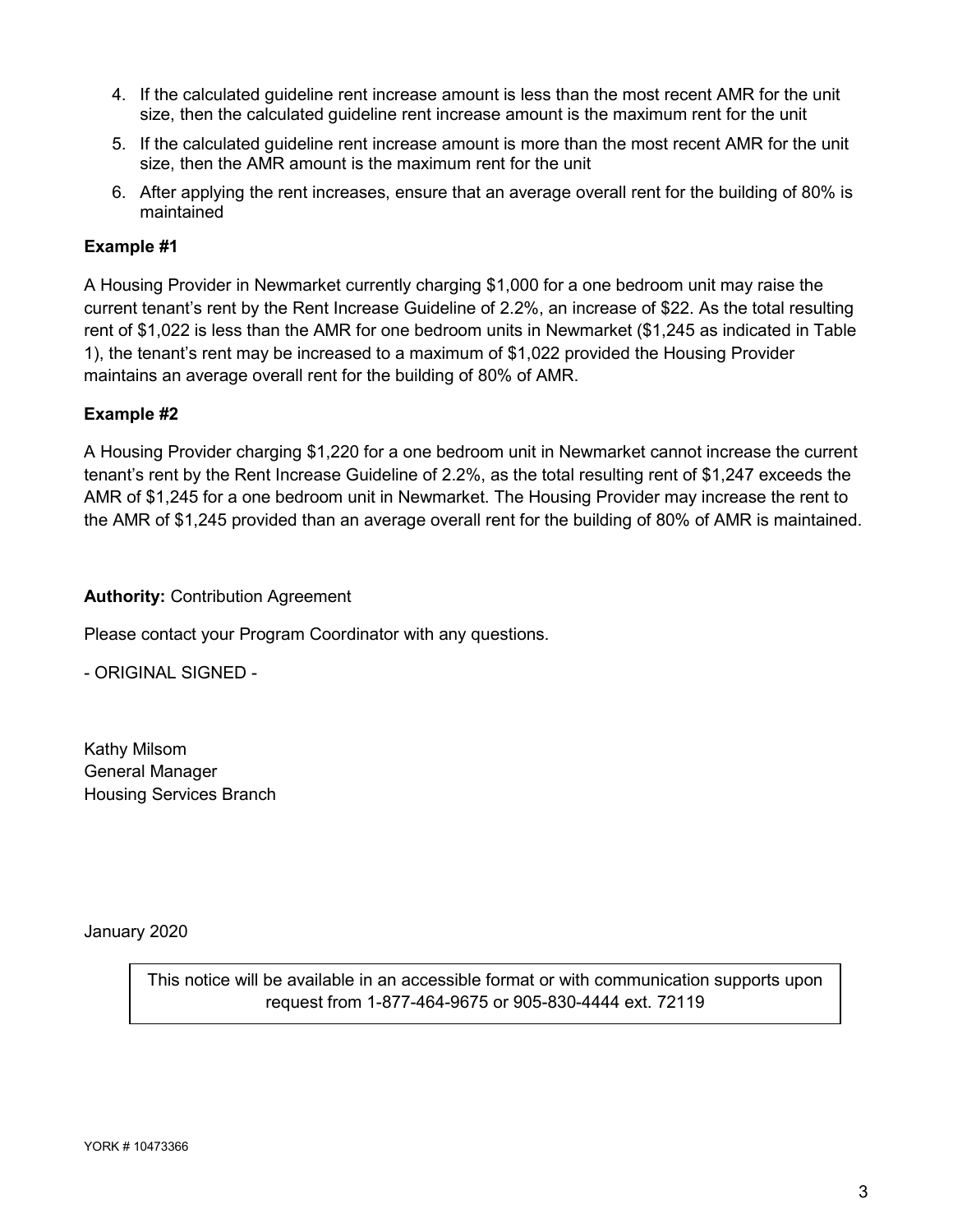4. If the calculated guideline rent increase amount is less than the most recent AMR for the unit size, then the calculated guideline rent increase amount is the maximum rent for the unit
5. If the calculated guideline rent increase amount is more than the most recent AMR for the unit size, then the AMR amount is the maximum rent for the unit
6. After applying the rent increases, ensure that an average overall rent for the building of 80% is maintained

**Example #1**

A Housing Provider in Newmarket currently charging $1,000 for a one bedroom unit may raise the current tenant's rent by the Rent Increase Guideline of 2.2%, an increase of $22. As the total resulting rent of $1,022 is less than the AMR for one bedroom units in Newmarket ($1,245 as indicated in Table 1), the tenant's rent may be increased to a maximum of $1,022 provided the Housing Provider maintains an average overall rent for the building of 80% of AMR.

**Example #2**

A Housing Provider charging $1,220 for a one bedroom unit in Newmarket cannot increase the current tenant's rent by the Rent Increase Guideline of 2.2%, as the total resulting rent of $1,247 exceeds the AMR of $1,245 for a one bedroom unit in Newmarket. The Housing Provider may increase the rent to the AMR of $1,245 provided than an average overall rent for the building of 80% of AMR is maintained.

**Authority:** Contribution Agreement

Please contact your Program Coordinator with any questions.

- ORIGINAL SIGNED -

Kathy Milsom
General Manager
Housing Services Branch

January 2020

This notice will be available in an accessible format or with communication supports upon request from 1-877-464-9675 or 905-830-4444 ext. 72119

YORK # 10473366